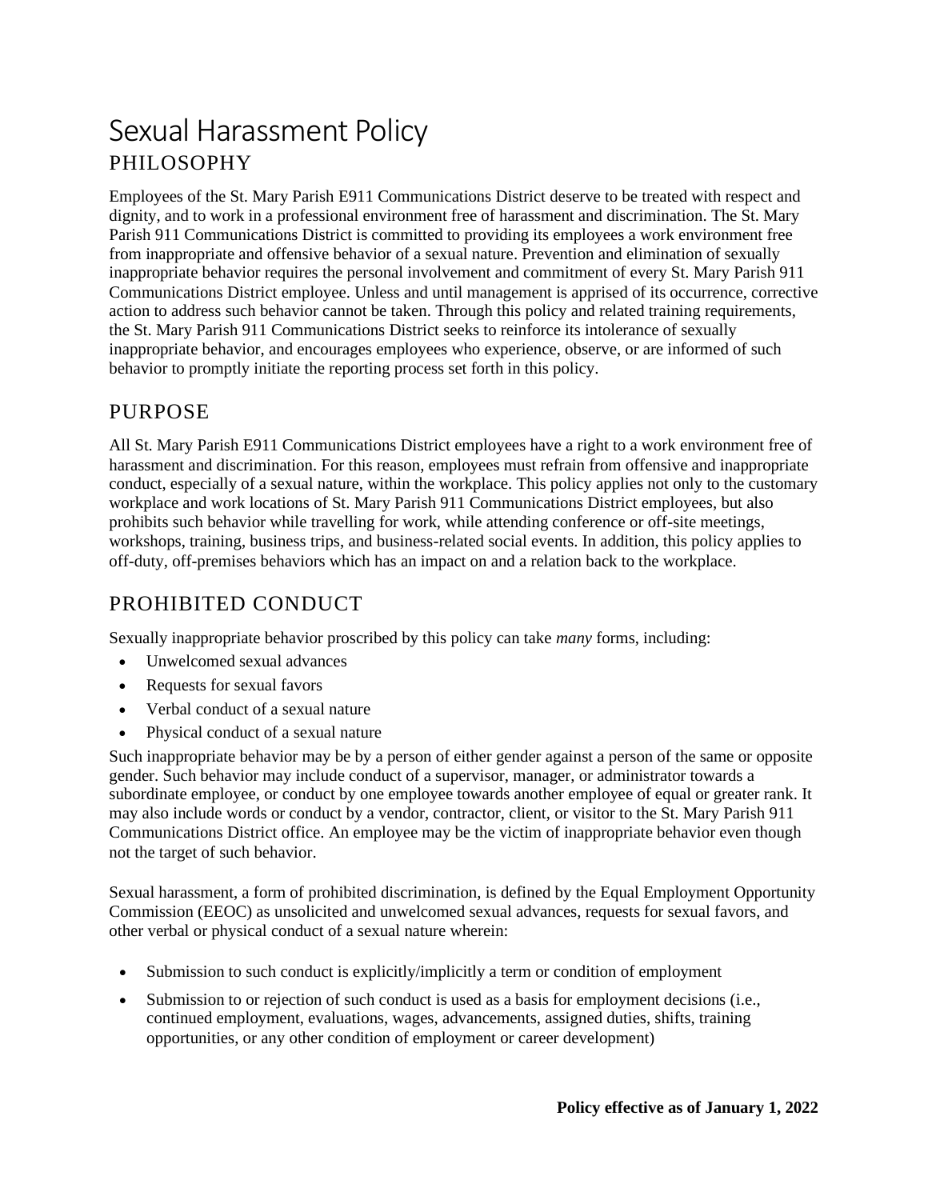# Sexual Harassment Policy

## PHILOSOPHY

Employees of the St. Mary Parish E911 Communications District deserve to be treated with respect and dignity, and to work in a professional environment free of harassment and discrimination. The St. Mary Parish 911 Communications District is committed to providing its employees a work environment free from inappropriate and offensive behavior of a sexual nature. Prevention and elimination of sexually inappropriate behavior requires the personal involvement and commitment of every St. Mary Parish 911 Communications District employee. Unless and until management is apprised of its occurrence, corrective action to address such behavior cannot be taken. Through this policy and related training requirements, the St. Mary Parish 911 Communications District seeks to reinforce its intolerance of sexually inappropriate behavior, and encourages employees who experience, observe, or are informed of such behavior to promptly initiate the reporting process set forth in this policy.

## PURPOSE

All St. Mary Parish E911 Communications District employees have a right to a work environment free of harassment and discrimination. For this reason, employees must refrain from offensive and inappropriate conduct, especially of a sexual nature, within the workplace. This policy applies not only to the customary workplace and work locations of St. Mary Parish 911 Communications District employees, but also prohibits such behavior while travelling for work, while attending conference or off-site meetings, workshops, training, business trips, and business-related social events. In addition, this policy applies to off-duty, off-premises behaviors which has an impact on and a relation back to the workplace.

## PROHIBITED CONDUCT

Sexually inappropriate behavior proscribed by this policy can take *many* forms, including:

- Unwelcomed sexual advances
- Requests for sexual favors
- Verbal conduct of a sexual nature
- Physical conduct of a sexual nature

Such inappropriate behavior may be by a person of either gender against a person of the same or opposite gender. Such behavior may include conduct of a supervisor, manager, or administrator towards a subordinate employee, or conduct by one employee towards another employee of equal or greater rank. It may also include words or conduct by a vendor, contractor, client, or visitor to the St. Mary Parish 911 Communications District office. An employee may be the victim of inappropriate behavior even though not the target of such behavior.

Sexual harassment, a form of prohibited discrimination, is defined by the Equal Employment Opportunity Commission (EEOC) as unsolicited and unwelcomed sexual advances, requests for sexual favors, and other verbal or physical conduct of a sexual nature wherein:

- Submission to such conduct is explicitly/implicitly a term or condition of employment
- Submission to or rejection of such conduct is used as a basis for employment decisions (i.e., continued employment, evaluations, wages, advancements, assigned duties, shifts, training opportunities, or any other condition of employment or career development)

**Policy effective as of January 1, 2022**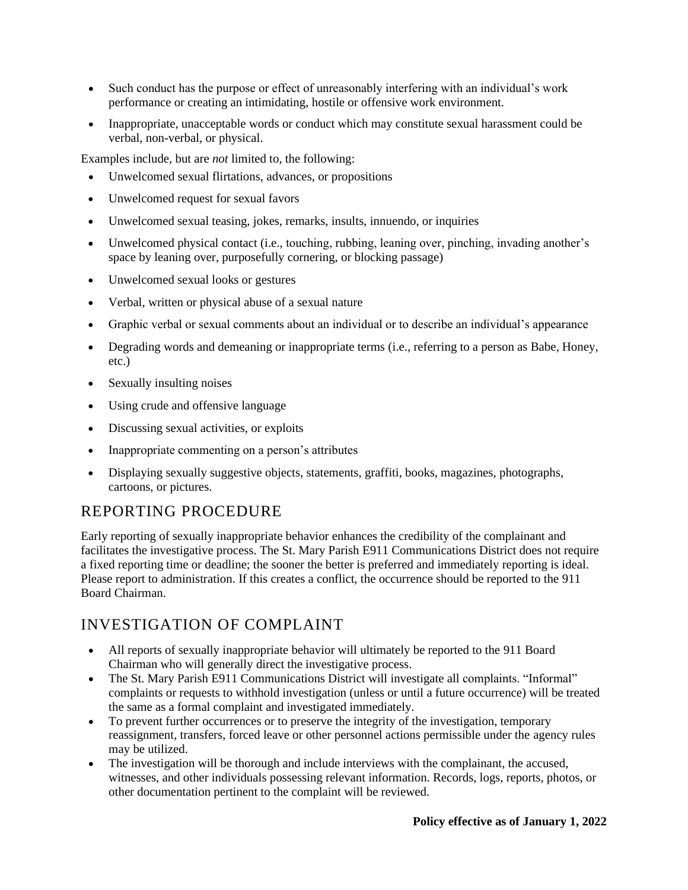- Such conduct has the purpose or effect of unreasonably interfering with an individual's work performance or creating an intimidating, hostile or offensive work environment.
- Inappropriate, unacceptable words or conduct which may constitute sexual harassment could be verbal, non-verbal, or physical.

Examples include, but are *not* limited to, the following:

- Unwelcomed sexual flirtations, advances, or propositions
- Unwelcomed request for sexual favors
- Unwelcomed sexual teasing, jokes, remarks, insults, innuendo, or inquiries
- Unwelcomed physical contact (i.e., touching, rubbing, leaning over, pinching, invading another's space by leaning over, purposefully cornering, or blocking passage)
- Unwelcomed sexual looks or gestures
- Verbal, written or physical abuse of a sexual nature
- Graphic verbal or sexual comments about an individual or to describe an individual's appearance
- Degrading words and demeaning or inappropriate terms (i.e., referring to a person as Babe, Honey, etc.)
- Sexually insulting noises
- Using crude and offensive language
- Discussing sexual activities, or exploits
- Inappropriate commenting on a person's attributes
- Displaying sexually suggestive objects, statements, graffiti, books, magazines, photographs, cartoons, or pictures.

## REPORTING PROCEDURE

Early reporting of sexually inappropriate behavior enhances the credibility of the complainant and facilitates the investigative process. The St. Mary Parish E911 Communications District does not require a fixed reporting time or deadline; the sooner the better is preferred and immediately reporting is ideal. Please report to administration. If this creates a conflict, the occurrence should be reported to the 911 Board Chairman.

## INVESTIGATION OF COMPLAINT

- All reports of sexually inappropriate behavior will ultimately be reported to the 911 Board Chairman who will generally direct the investigative process.
- The St. Mary Parish E911 Communications District will investigate all complaints. "Informal" complaints or requests to withhold investigation (unless or until a future occurrence) will be treated the same as a formal complaint and investigated immediately.
- To prevent further occurrences or to preserve the integrity of the investigation, temporary reassignment, transfers, forced leave or other personnel actions permissible under the agency rules may be utilized.
- The investigation will be thorough and include interviews with the complainant, the accused, witnesses, and other individuals possessing relevant information. Records, logs, reports, photos, or other documentation pertinent to the complaint will be reviewed.

**Policy effective as of January 1, 2022**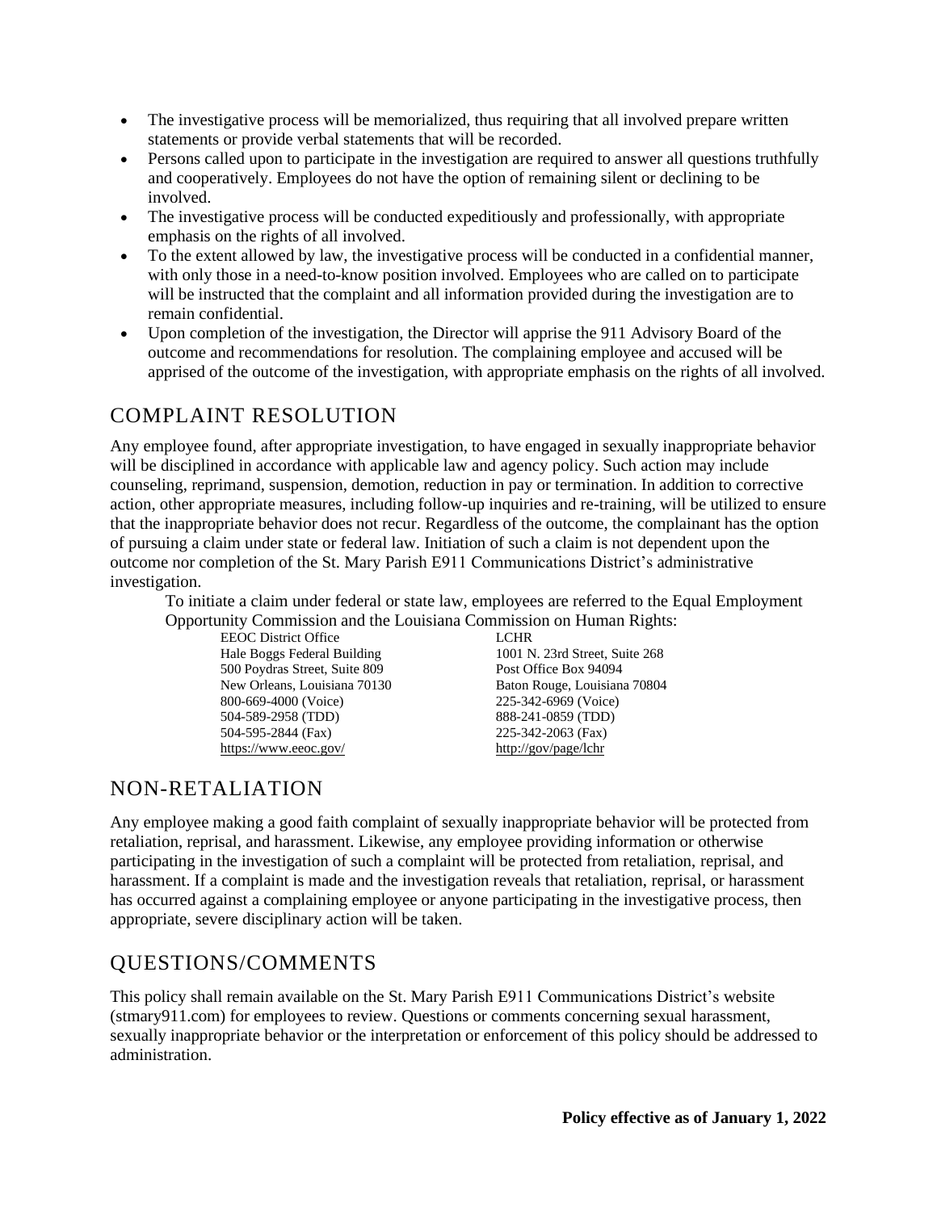- The investigative process will be memorialized, thus requiring that all involved prepare written statements or provide verbal statements that will be recorded.
- Persons called upon to participate in the investigation are required to answer all questions truthfully and cooperatively. Employees do not have the option of remaining silent or declining to be involved.
- The investigative process will be conducted expeditiously and professionally, with appropriate emphasis on the rights of all involved.
- To the extent allowed by law, the investigative process will be conducted in a confidential manner, with only those in a need-to-know position involved. Employees who are called on to participate will be instructed that the complaint and all information provided during the investigation are to remain confidential.
- Upon completion of the investigation, the Director will apprise the 911 Advisory Board of the outcome and recommendations for resolution. The complaining employee and accused will be apprised of the outcome of the investigation, with appropriate emphasis on the rights of all involved.

## COMPLAINT RESOLUTION

Any employee found, after appropriate investigation, to have engaged in sexually inappropriate behavior will be disciplined in accordance with applicable law and agency policy. Such action may include counseling, reprimand, suspension, demotion, reduction in pay or termination. In addition to corrective action, other appropriate measures, including follow-up inquiries and re-training, will be utilized to ensure that the inappropriate behavior does not recur. Regardless of the outcome, the complainant has the option of pursuing a claim under state or federal law. Initiation of such a claim is not dependent upon the outcome nor completion of the St. Mary Parish E911 Communications District's administrative investigation.

To initiate a claim under federal or state law, employees are referred to the Equal Employment Opportunity Commission and the Louisiana Commission on Human Rights:

| EEOC District Office | LCHR |
|---|---|
| Hale Boggs Federal Building | 1001 N. 23rd Street, Suite 268 |
| 500 Poydras Street, Suite 809 | Post Office Box 94094 |
| New Orleans, Louisiana 70130 | Baton Rouge, Louisiana 70804 |
| 800-669-4000 (Voice) | 225-342-6969 (Voice) |
| 504-589-2958 (TDD) | 888-241-0859 (TDD) |
| 504-595-2844 (Fax) | 225-342-2063 (Fax) |
| https://www.eeoc.gov/ | http://gov/page/lchr |

## NON-RETALIATION

Any employee making a good faith complaint of sexually inappropriate behavior will be protected from retaliation, reprisal, and harassment. Likewise, any employee providing information or otherwise participating in the investigation of such a complaint will be protected from retaliation, reprisal, and harassment. If a complaint is made and the investigation reveals that retaliation, reprisal, or harassment has occurred against a complaining employee or anyone participating in the investigative process, then appropriate, severe disciplinary action will be taken.

## QUESTIONS/COMMENTS

This policy shall remain available on the St. Mary Parish E911 Communications District's website (stmary911.com) for employees to review. Questions or comments concerning sexual harassment, sexually inappropriate behavior or the interpretation or enforcement of this policy should be addressed to administration.

**Policy effective as of January 1, 2022**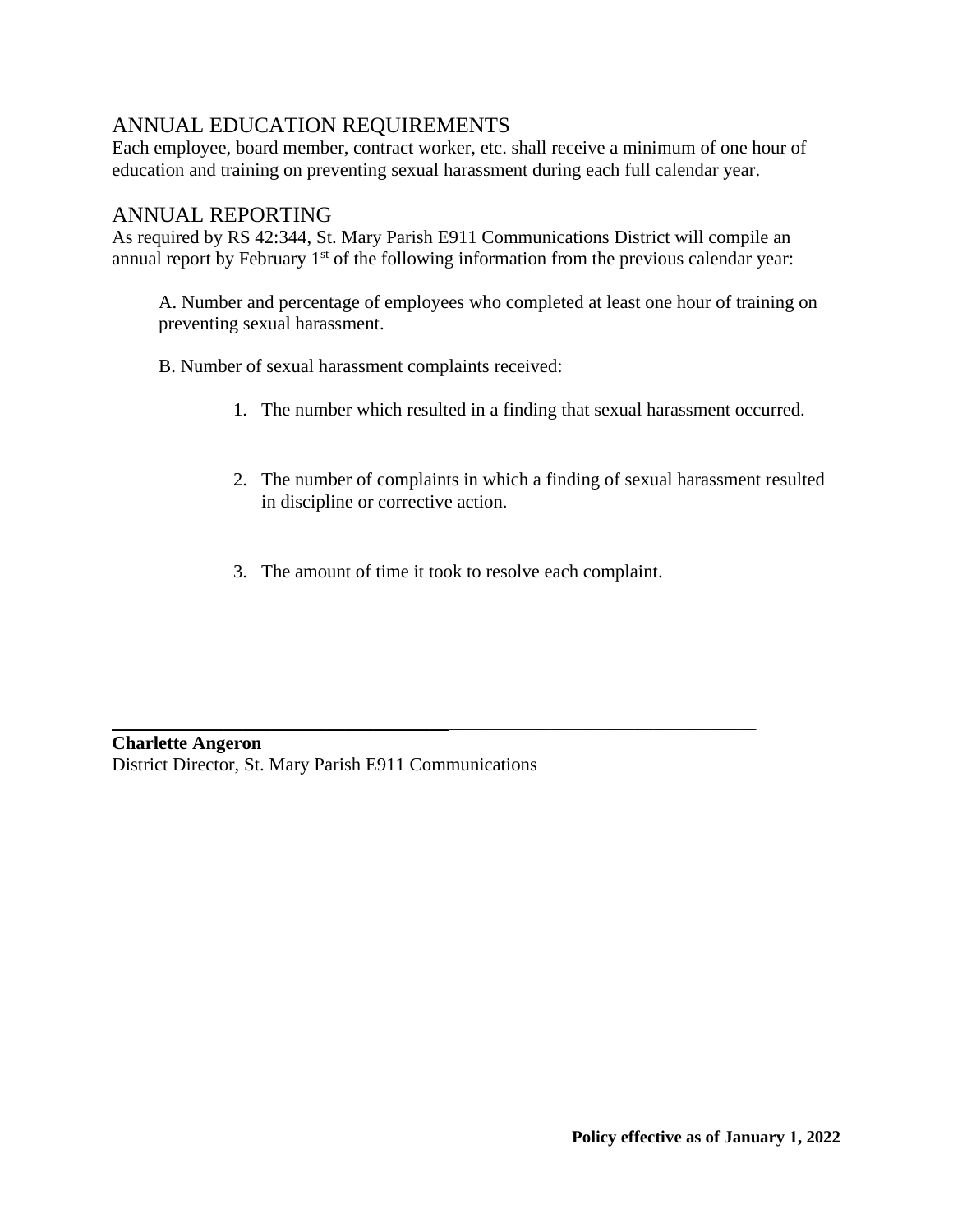## ANNUAL EDUCATION REQUIREMENTS

Each employee, board member, contract worker, etc. shall receive a minimum of one hour of education and training on preventing sexual harassment during each full calendar year.

## ANNUAL REPORTING

As required by RS 42:344, St. Mary Parish E911 Communications District will compile an annual report by February 1st of the following information from the previous calendar year:

A. Number and percentage of employees who completed at least one hour of training on preventing sexual harassment.

B. Number of sexual harassment complaints received:

1. The number which resulted in a finding that sexual harassment occurred.

2. The number of complaints in which a finding of sexual harassment resulted in discipline or corrective action.

3. The amount of time it took to resolve each complaint.

\_\_\_\_\_\_\_\_\_\_\_\_\_\_\_\_\_\_\_\_\_\_\_\_\_\_\_\_\_\_\_\_\_\_\_\_\_\_\_\_\_\_\_\_\_\_\_\_\_\_\_\_\_\_\_\_\_\_\_\_\_\_\_\_

**Charlette Angeron**
District Director, St. Mary Parish E911 Communications

**Policy effective as of January 1, 2022**